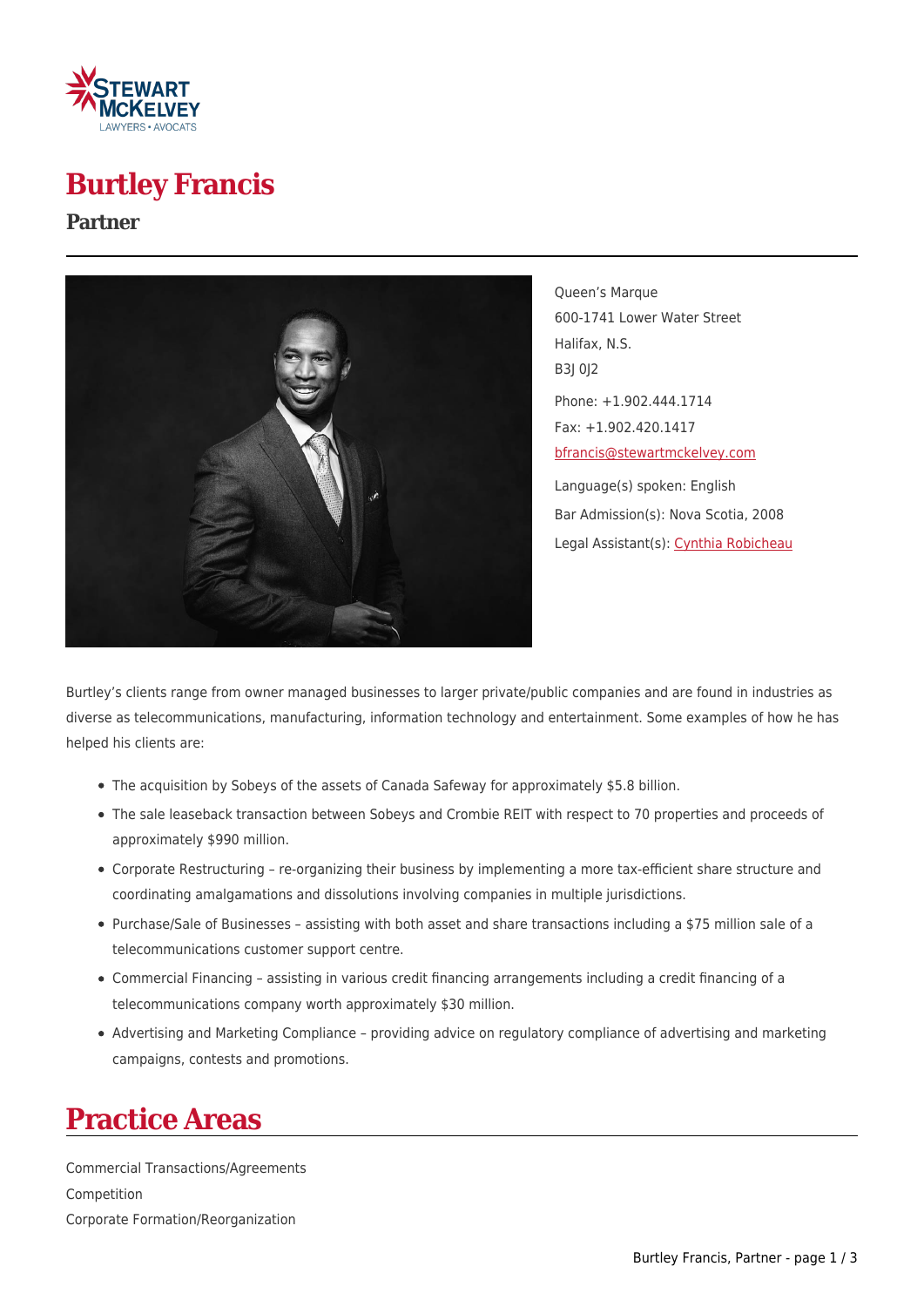# Burtley Francis

## Partner

Queen's Marque
600-1741 Lower Water Street
Halifax, N.S.
B3J 0J2

Phone: +1.902.444.1714
Fax: +1.902.420.1417
bfrancis@stewartmckelvey.com

Language(s) spoken: English
Bar Admission(s): Nova Scotia, 2008
Legal Assistant(s): Cynthia Robicheau

Burtley's clients range from owner managed businesses to larger private/public companies and are found in industries as diverse as telecommunications, manufacturing, information technology and entertainment. Some examples of how he has helped his clients are:

- The acquisition by Sobeys of the assets of Canada Safeway for approximately $5.8 billion.
- The sale leaseback transaction between Sobeys and Crombie REIT with respect to 70 properties and proceeds of approximately $990 million.
- Corporate Restructuring – re-organizing their business by implementing a more tax-efficient share structure and coordinating amalgamations and dissolutions involving companies in multiple jurisdictions.
- Purchase/Sale of Businesses – assisting with both asset and share transactions including a $75 million sale of a telecommunications customer support centre.
- Commercial Financing – assisting in various credit financing arrangements including a credit financing of a telecommunications company worth approximately $30 million.
- Advertising and Marketing Compliance – providing advice on regulatory compliance of advertising and marketing campaigns, contests and promotions.

# Practice Areas

Commercial Transactions/Agreements
Competition
Corporate Formation/Reorganization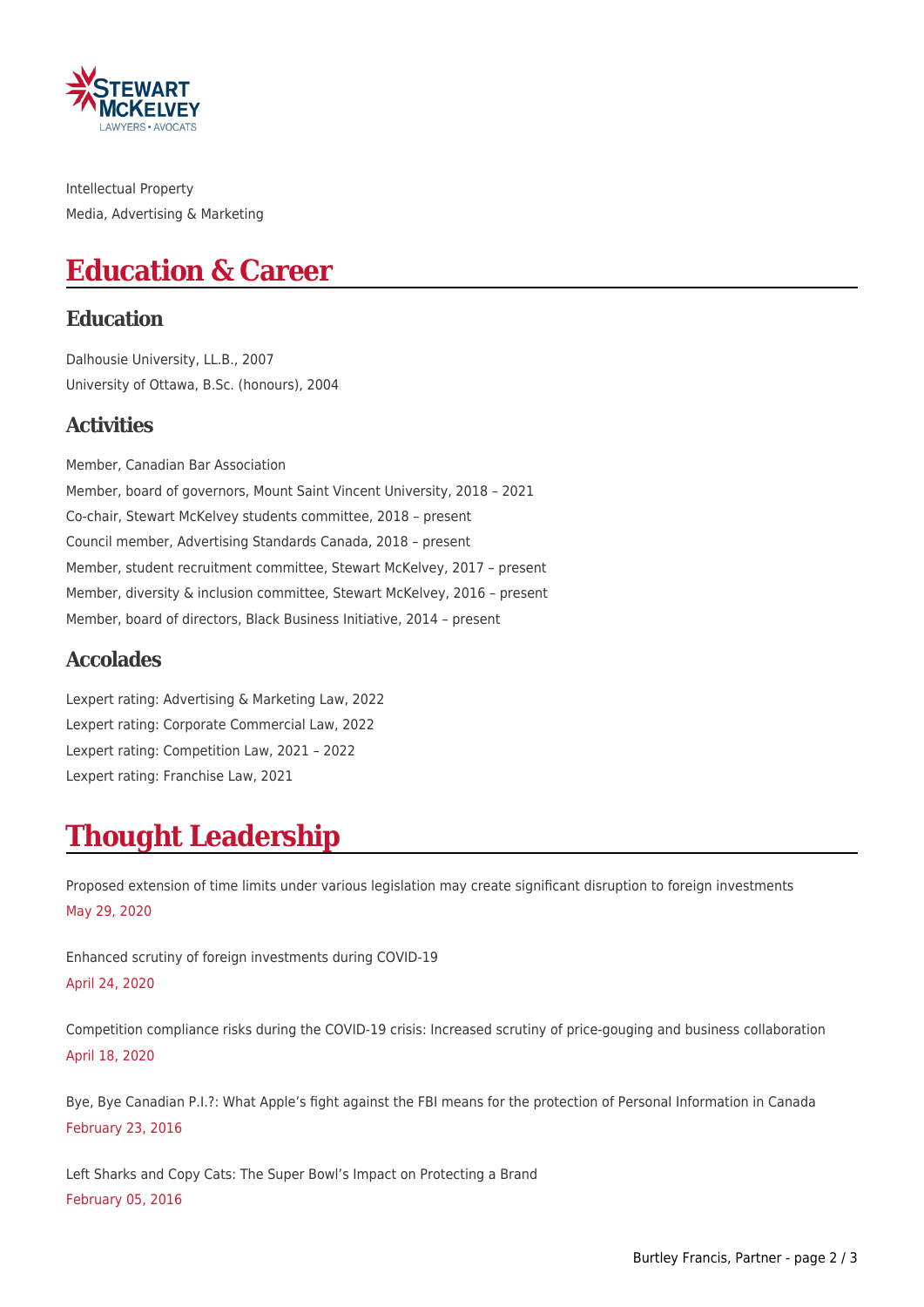Intellectual Property
Media, Advertising & Marketing

# Education & Career

## Education

Dalhousie University, LL.B., 2007
University of Ottawa, B.Sc. (honours), 2004

## Activities

Member, Canadian Bar Association
Member, board of governors, Mount Saint Vincent University, 2018 – 2021
Co-chair, Stewart McKelvey students committee, 2018 – present
Council member, Advertising Standards Canada, 2018 – present
Member, student recruitment committee, Stewart McKelvey, 2017 – present
Member, diversity & inclusion committee, Stewart McKelvey, 2016 – present
Member, board of directors, Black Business Initiative, 2014 – present

## Accolades

Lexpert rating: Advertising & Marketing Law, 2022
Lexpert rating: Corporate Commercial Law, 2022
Lexpert rating: Competition Law, 2021 – 2022
Lexpert rating: Franchise Law, 2021

# Thought Leadership

Proposed extension of time limits under various legislation may create significant disruption to foreign investments
May 29, 2020

Enhanced scrutiny of foreign investments during COVID-19
April 24, 2020

Competition compliance risks during the COVID-19 crisis: Increased scrutiny of price-gouging and business collaboration
April 18, 2020

Bye, Bye Canadian P.I.?: What Apple's fight against the FBI means for the protection of Personal Information in Canada
February 23, 2016

Left Sharks and Copy Cats: The Super Bowl's Impact on Protecting a Brand
February 05, 2016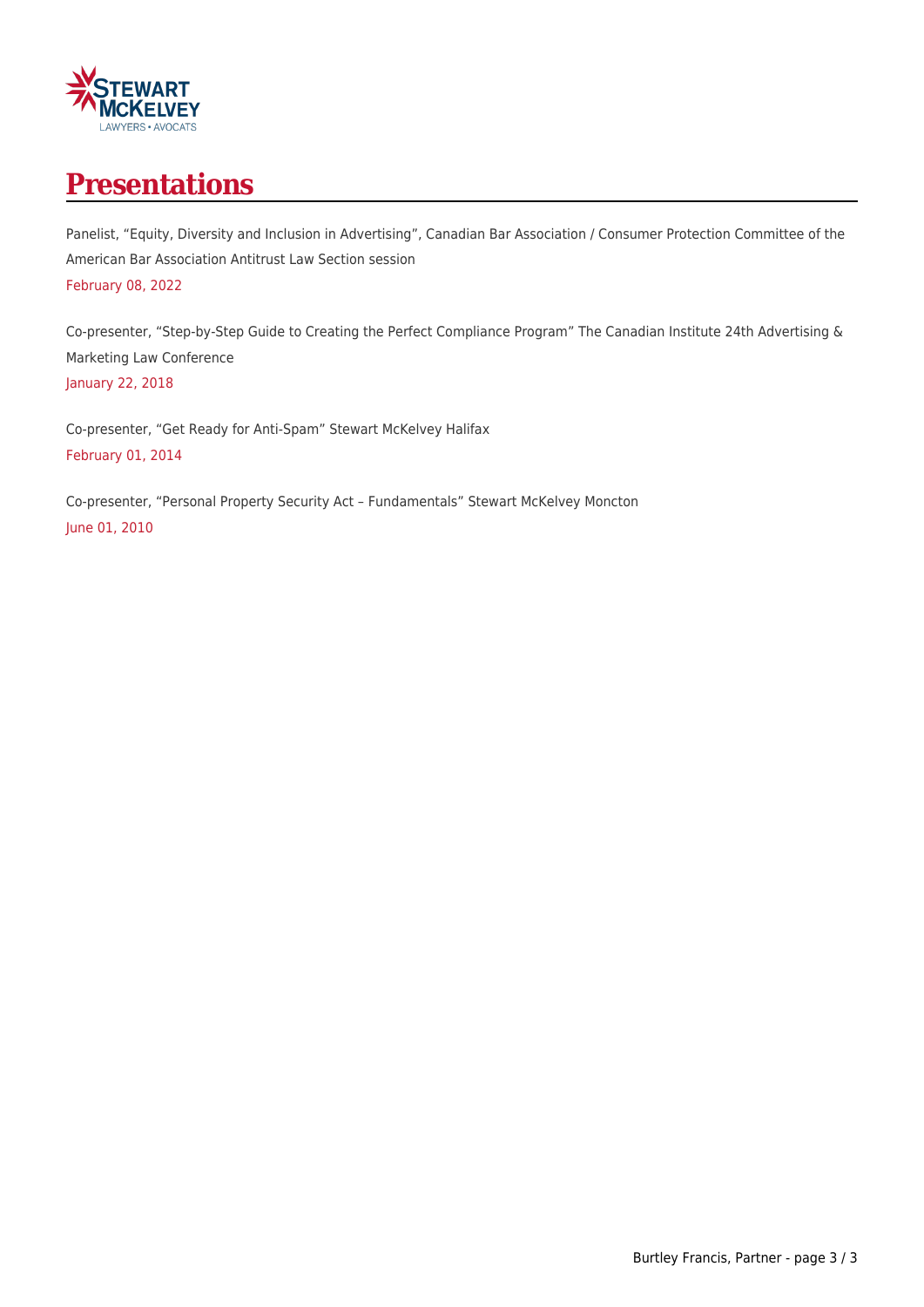# Presentations

Panelist, “Equity, Diversity and Inclusion in Advertising”, Canadian Bar Association / Consumer Protection Committee of the American Bar Association Antitrust Law Section session

February 08, 2022

Co-presenter, “Step-by-Step Guide to Creating the Perfect Compliance Program” The Canadian Institute 24th Advertising & Marketing Law Conference

January 22, 2018

Co-presenter, “Get Ready for Anti-Spam” Stewart McKelvey Halifax

February 01, 2014

Co-presenter, “Personal Property Security Act – Fundamentals” Stewart McKelvey Moncton

June 01, 2010